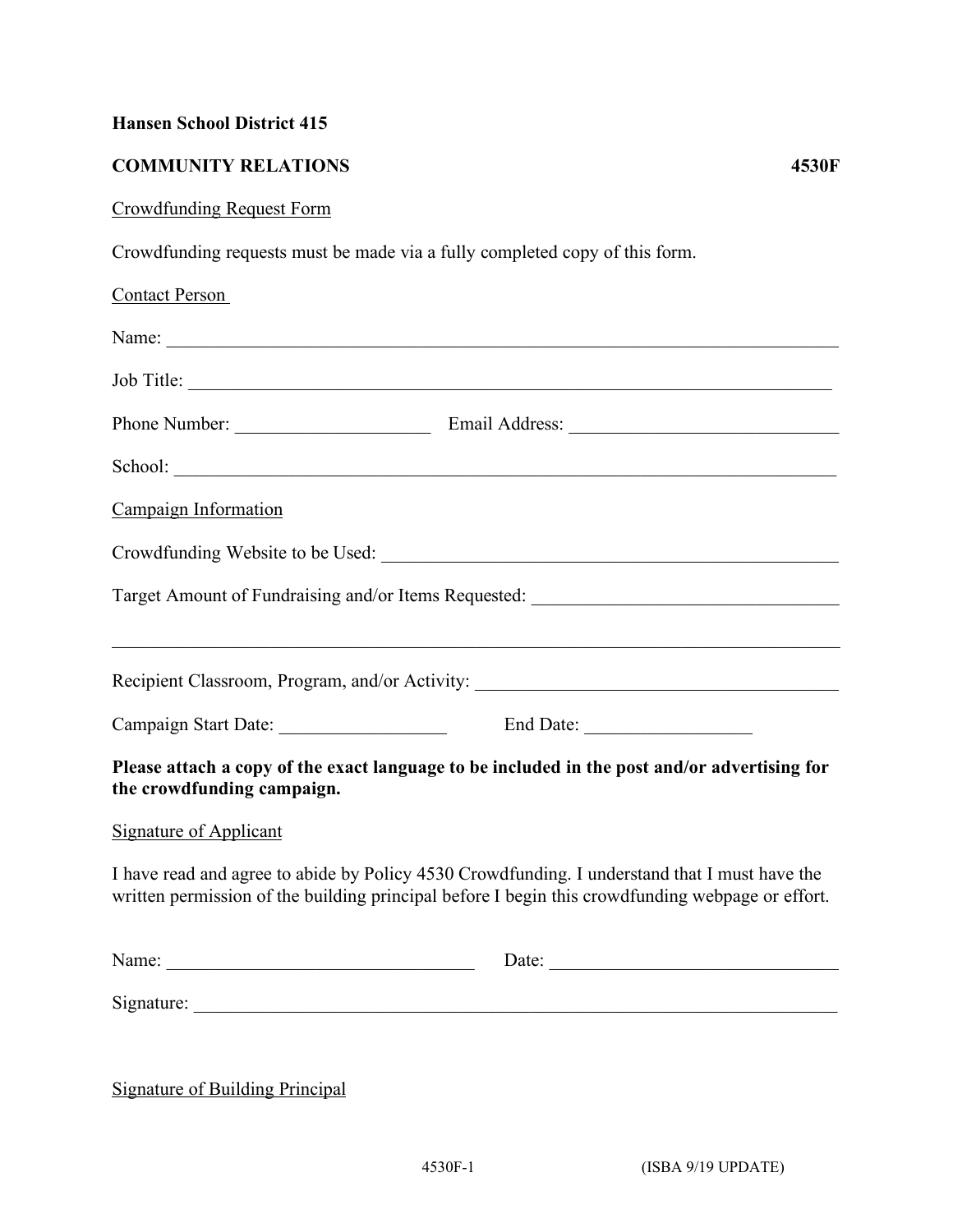**Hansen School District 415**

**COMMUNITY RELATIONS** **4530F**

Crowdfunding Request Form

Crowdfunding requests must be made via a fully completed copy of this form.

Contact Person

Name: ___________________________________________________________________________

Job Title: _________________________________________________________________________

Phone Number: _____________________ Email Address: _____________________________

School: ___________________________________________________________________________

Campaign Information

Crowdfunding Website to be Used: ___________________________________________________

Target Amount of Fundraising and/or Items Requested: _________________________________

__________________________________________________________________________________

Recipient Classroom, Program, and/or Activity: ________________________________________

Campaign Start Date: __________________ End Date: __________________

**Please attach a copy of the exact language to be included in the post and/or advertising for the crowdfunding campaign.**

Signature of Applicant

I have read and agree to abide by Policy 4530 Crowdfunding. I understand that I must have the written permission of the building principal before I begin this crowdfunding webpage or effort.

Name: _________________________________ Date: ________________________________

Signature: _________________________________________________________________________

Signature of Building Principal

(ISBA 9/19 UPDATE)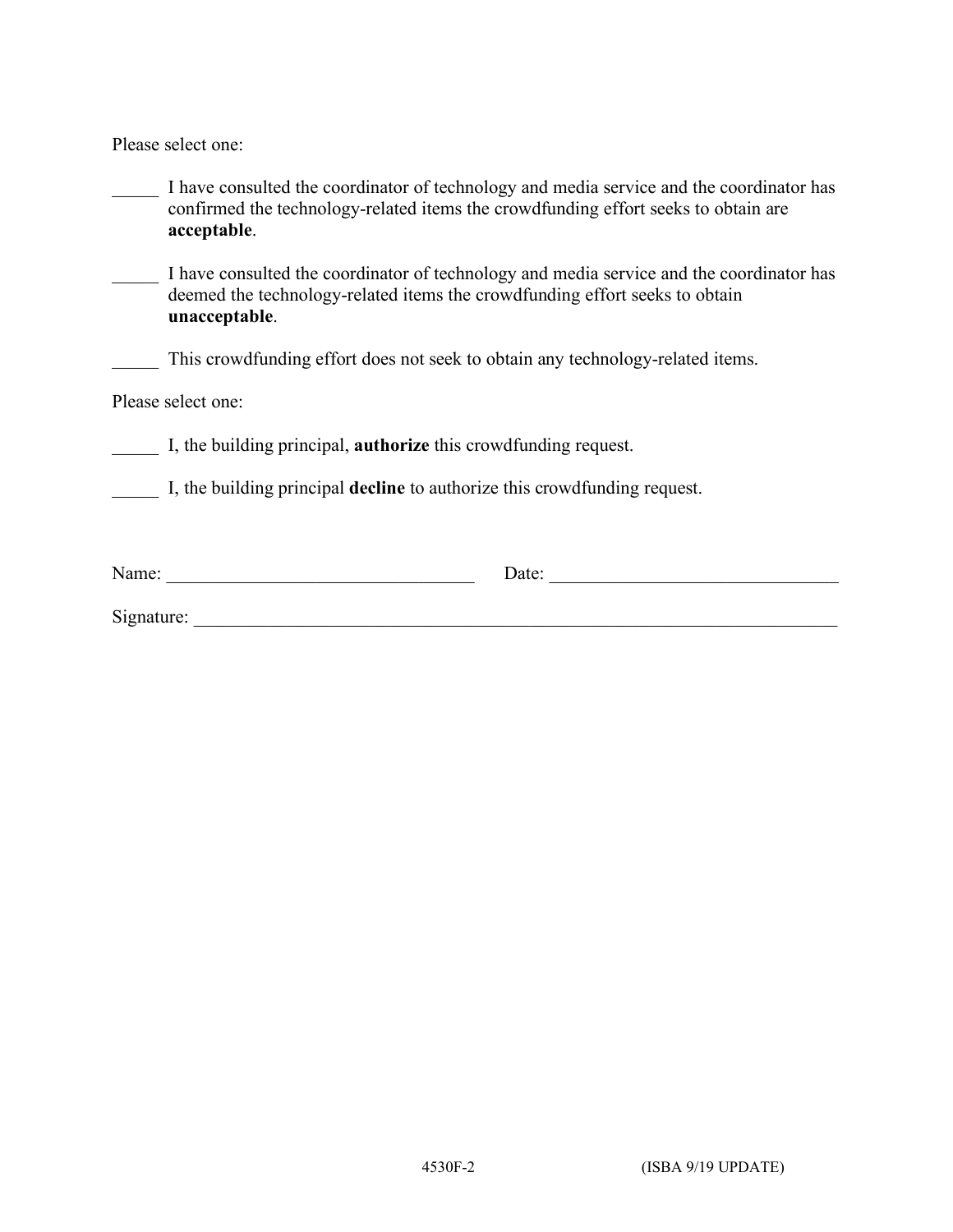Please select one:

_____ I have consulted the coordinator of technology and media service and the coordinator has confirmed the technology-related items the crowdfunding effort seeks to obtain are **acceptable**.

_____ I have consulted the coordinator of technology and media service and the coordinator has deemed the technology-related items the crowdfunding effort seeks to obtain **unacceptable**.

_____ This crowdfunding effort does not seek to obtain any technology-related items.

Please select one:

_____ I, the building principal, **authorize** this crowdfunding request.

_____ I, the building principal **decline** to authorize this crowdfunding request.

Name: _________________________________ Date: _______________________________

Signature: _____________________________________________________________________

4530F-2 (ISBA 9/19 UPDATE)